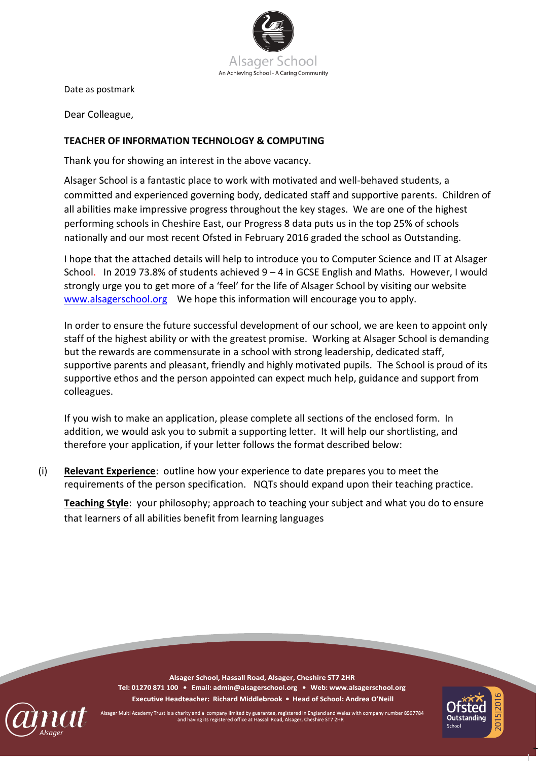Alsager School

An Achieving School - A Caring Community

Date as postmark

Dear Colleague,

**TEACHER OF INFORMATION TECHNOLOGY & COMPUTING**

Thank you for showing an interest in the above vacancy.

Alsager School is a fantastic place to work with motivated and well-behaved students, a committed and experienced governing body, dedicated staff and supportive parents. Children of all abilities make impressive progress throughout the key stages. We are one of the highest performing schools in Cheshire East, our Progress 8 data puts us in the top 25% of schools nationally and our most recent Ofsted in February 2016 graded the school as Outstanding.

I hope that the attached details will help to introduce you to Computer Science and IT at Alsager School. In 2019 73.8% of students achieved 9 – 4 in GCSE English and Maths. However, I would strongly urge you to get more of a 'feel' for the life of Alsager School by visiting our website www.alsagerschool.org We hope this information will encourage you to apply.

In order to ensure the future successful development of our school, we are keen to appoint only staff of the highest ability or with the greatest promise. Working at Alsager School is demanding but the rewards are commensurate in a school with strong leadership, dedicated staff, supportive parents and pleasant, friendly and highly motivated pupils. The School is proud of its supportive ethos and the person appointed can expect much help, guidance and support from colleagues.

If you wish to make an application, please complete all sections of the enclosed form. In addition, we would ask you to submit a supporting letter. It will help our shortlisting, and therefore your application, if your letter follows the format described below:

(i) **Relevant Experience**: outline how your experience to date prepares you to meet the requirements of the person specification. NQTs should expand upon their teaching practice.

**Teaching Style**: your philosophy; approach to teaching your subject and what you do to ensure that learners of all abilities benefit from learning languages

Alsager School, Hassall Road, Alsager, Cheshire ST7 2HR
Tel: 01270 871 100 • Email: admin@alsagerschool.org • Web: www.alsagerschool.org
Executive Headteacher: Richard Middlebrook • Head of School: Andrea O'Neill

Alsager Multi Academy Trust is a charity and a company limited by guarantee, registered in England and Wales with company number 8597784 and having its registered office at Hassall Road, Alsager, Cheshire ST7 2HR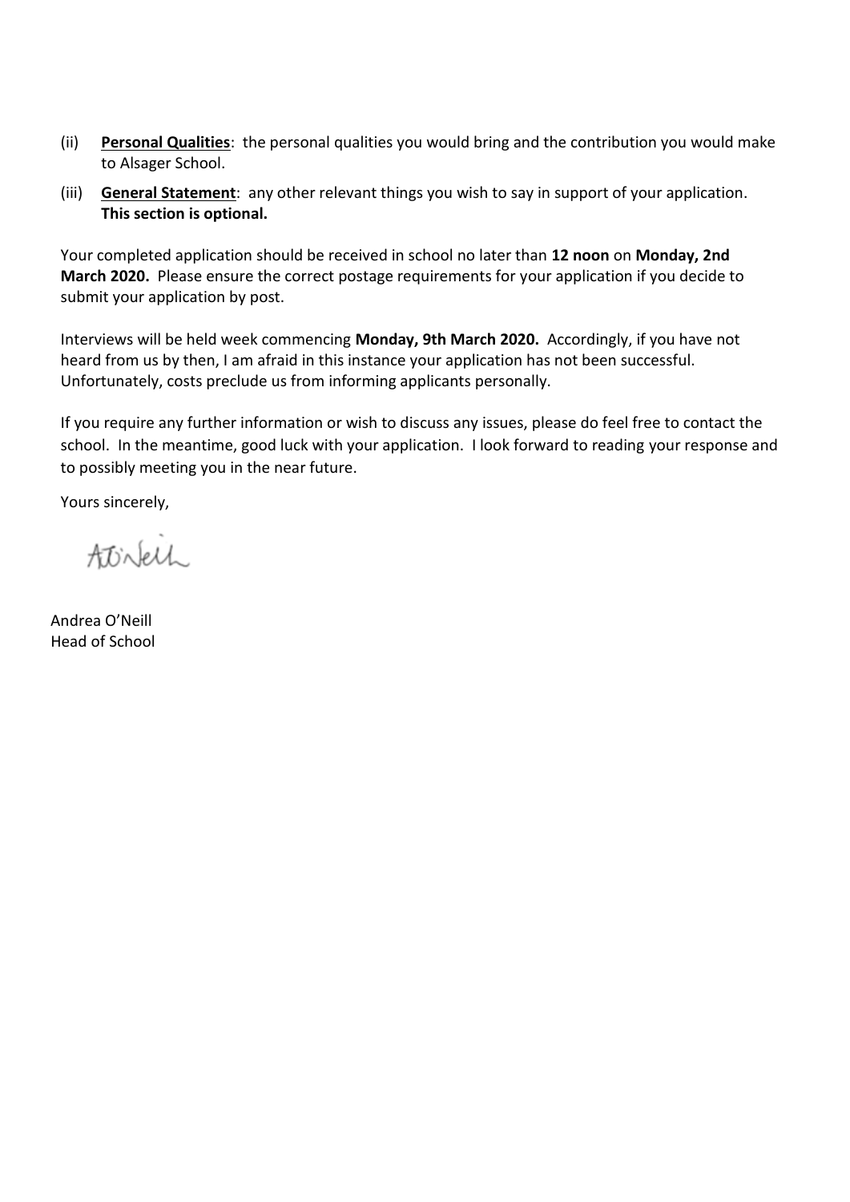(ii) **Personal Qualities**: the personal qualities you would bring and the contribution you would make to Alsager School.

(iii) **General Statement**: any other relevant things you wish to say in support of your application. **This section is optional.**

Your completed application should be received in school no later than **12 noon** on **Monday, 2nd March 2020.** Please ensure the correct postage requirements for your application if you decide to submit your application by post.

Interviews will be held week commencing **Monday, 9th March 2020.** Accordingly, if you have not heard from us by then, I am afraid in this instance your application has not been successful. Unfortunately, costs preclude us from informing applicants personally.

If you require any further information or wish to discuss any issues, please do feel free to contact the school. In the meantime, good luck with your application. I look forward to reading your response and to possibly meeting you in the near future.

Yours sincerely,

A O'Neill

Andrea O'Neill
Head of School